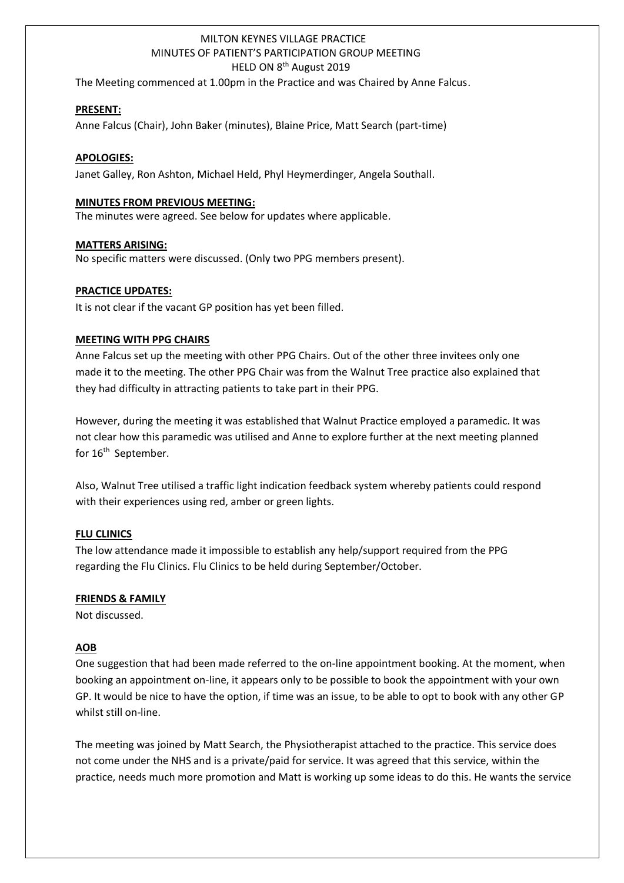MILTON KEYNES VILLAGE PRACTICE
MINUTES OF PATIENT'S PARTICIPATION GROUP MEETING
HELD ON 8th August 2019

The Meeting commenced at 1.00pm in the Practice and was Chaired by Anne Falcus.

**PRESENT:**

Anne Falcus (Chair), John Baker (minutes), Blaine Price, Matt Search (part-time)

**APOLOGIES:**

Janet Galley, Ron Ashton, Michael Held, Phyl Heymerdinger, Angela Southall.

**MINUTES FROM PREVIOUS MEETING:**

The minutes were agreed. See below for updates where applicable.

**MATTERS ARISING:**

No specific matters were discussed. (Only two PPG members present).

**PRACTICE UPDATES:**

It is not clear if the vacant GP position has yet been filled.

**MEETING WITH PPG CHAIRS**

Anne Falcus set up the meeting with other PPG Chairs. Out of the other three invitees only one made it to the meeting. The other PPG Chair was from the Walnut Tree practice also explained that they had difficulty in attracting patients to take part in their PPG.

However, during the meeting it was established that Walnut Practice employed a paramedic. It was not clear how this paramedic was utilised and Anne to explore further at the next meeting planned for 16th September.

Also, Walnut Tree utilised a traffic light indication feedback system whereby patients could respond with their experiences using red, amber or green lights.

**FLU CLINICS**

The low attendance made it impossible to establish any help/support required from the PPG regarding the Flu Clinics. Flu Clinics to be held during September/October.

**FRIENDS & FAMILY**

Not discussed.

**AOB**

One suggestion that had been made referred to the on-line appointment booking. At the moment, when booking an appointment on-line, it appears only to be possible to book the appointment with your own GP. It would be nice to have the option, if time was an issue, to be able to opt to book with any other GP whilst still on-line.

The meeting was joined by Matt Search, the Physiotherapist attached to the practice. This service does not come under the NHS and is a private/paid for service. It was agreed that this service, within the practice, needs much more promotion and Matt is working up some ideas to do this. He wants the service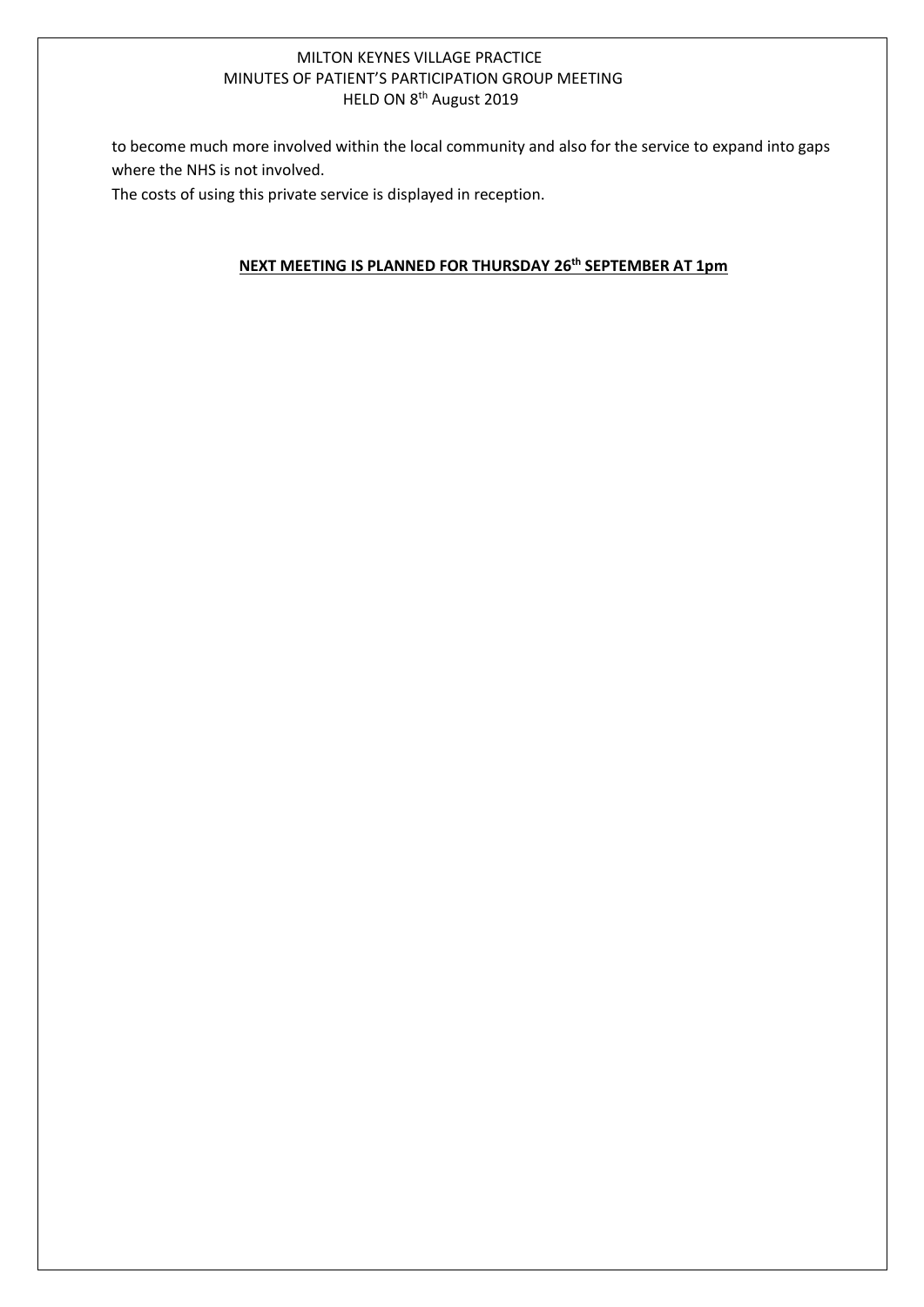to become much more involved within the local community and also for the service to expand into gaps where the NHS is not involved.

The costs of using this private service is displayed in reception.

**NEXT MEETING IS PLANNED FOR THURSDAY 26th SEPTEMBER AT 1pm**